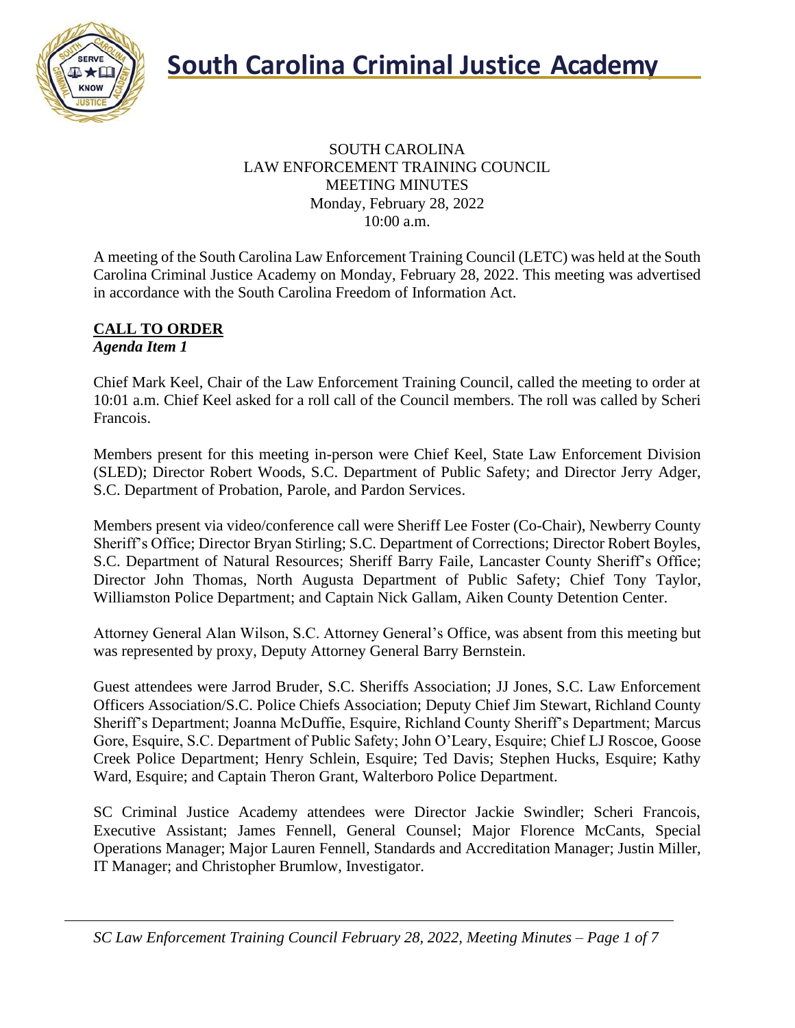# South Carolina Criminal Justice Academy

SOUTH CAROLINA
LAW ENFORCEMENT TRAINING COUNCIL
MEETING MINUTES
Monday, February 28, 2022
10:00 a.m.

A meeting of the South Carolina Law Enforcement Training Council (LETC) was held at the South Carolina Criminal Justice Academy on Monday, February 28, 2022. This meeting was advertised in accordance with the South Carolina Freedom of Information Act.

## CALL TO ORDER
***Agenda Item 1***

Chief Mark Keel, Chair of the Law Enforcement Training Council, called the meeting to order at 10:01 a.m. Chief Keel asked for a roll call of the Council members. The roll was called by Scheri Francois.

Members present for this meeting in-person were Chief Keel, State Law Enforcement Division (SLED); Director Robert Woods, S.C. Department of Public Safety; and Director Jerry Adger, S.C. Department of Probation, Parole, and Pardon Services.

Members present via video/conference call were Sheriff Lee Foster (Co-Chair), Newberry County Sheriff's Office; Director Bryan Stirling; S.C. Department of Corrections; Director Robert Boyles, S.C. Department of Natural Resources; Sheriff Barry Faile, Lancaster County Sheriff's Office; Director John Thomas, North Augusta Department of Public Safety; Chief Tony Taylor, Williamston Police Department; and Captain Nick Gallam, Aiken County Detention Center.

Attorney General Alan Wilson, S.C. Attorney General's Office, was absent from this meeting but was represented by proxy, Deputy Attorney General Barry Bernstein.

Guest attendees were Jarrod Bruder, S.C. Sheriffs Association; JJ Jones, S.C. Law Enforcement Officers Association/S.C. Police Chiefs Association; Deputy Chief Jim Stewart, Richland County Sheriff's Department; Joanna McDuffie, Esquire, Richland County Sheriff's Department; Marcus Gore, Esquire, S.C. Department of Public Safety; John O'Leary, Esquire; Chief LJ Roscoe, Goose Creek Police Department; Henry Schlein, Esquire; Ted Davis; Stephen Hucks, Esquire; Kathy Ward, Esquire; and Captain Theron Grant, Walterboro Police Department.

SC Criminal Justice Academy attendees were Director Jackie Swindler; Scheri Francois, Executive Assistant; James Fennell, General Counsel; Major Florence McCants, Special Operations Manager; Major Lauren Fennell, Standards and Accreditation Manager; Justin Miller, IT Manager; and Christopher Brumlow, Investigator.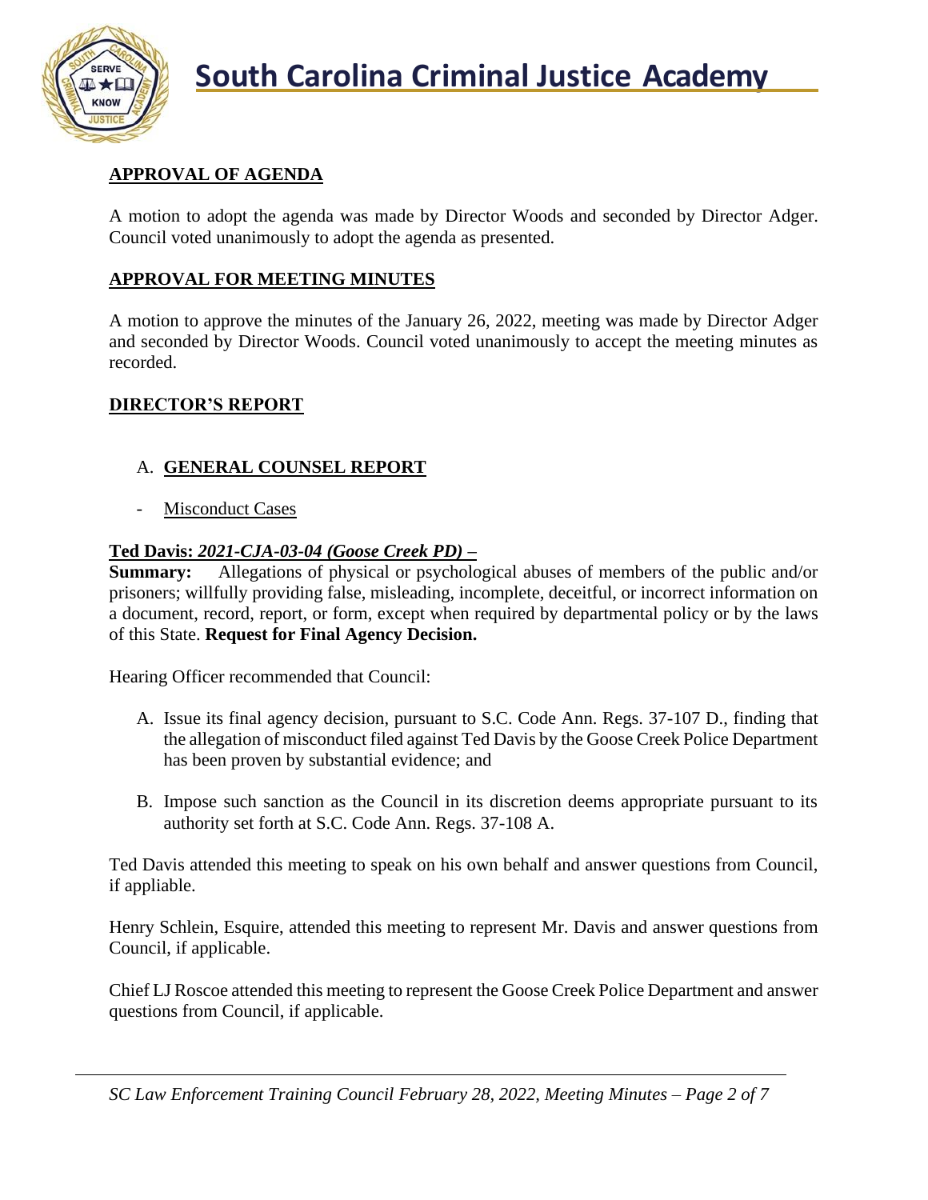## APPROVAL OF AGENDA

A motion to adopt the agenda was made by Director Woods and seconded by Director Adger. Council voted unanimously to adopt the agenda as presented.

## APPROVAL FOR MEETING MINUTES

A motion to approve the minutes of the January 26, 2022, meeting was made by Director Adger and seconded by Director Woods. Council voted unanimously to accept the meeting minutes as recorded.

## DIRECTOR'S REPORT

### A. GENERAL COUNSEL REPORT

- Misconduct Cases

**Ted Davis:** ***2021-CJA-03-04 (Goose Creek PD) –***
**Summary:** Allegations of physical or psychological abuses of members of the public and/or prisoners; willfully providing false, misleading, incomplete, deceitful, or incorrect information on a document, record, report, or form, except when required by departmental policy or by the laws of this State. **Request for Final Agency Decision.**

Hearing Officer recommended that Council:

A. Issue its final agency decision, pursuant to S.C. Code Ann. Regs. 37-107 D., finding that the allegation of misconduct filed against Ted Davis by the Goose Creek Police Department has been proven by substantial evidence; and

B. Impose such sanction as the Council in its discretion deems appropriate pursuant to its authority set forth at S.C. Code Ann. Regs. 37-108 A.

Ted Davis attended this meeting to speak on his own behalf and answer questions from Council, if appliable.

Henry Schlein, Esquire, attended this meeting to represent Mr. Davis and answer questions from Council, if applicable.

Chief LJ Roscoe attended this meeting to represent the Goose Creek Police Department and answer questions from Council, if applicable.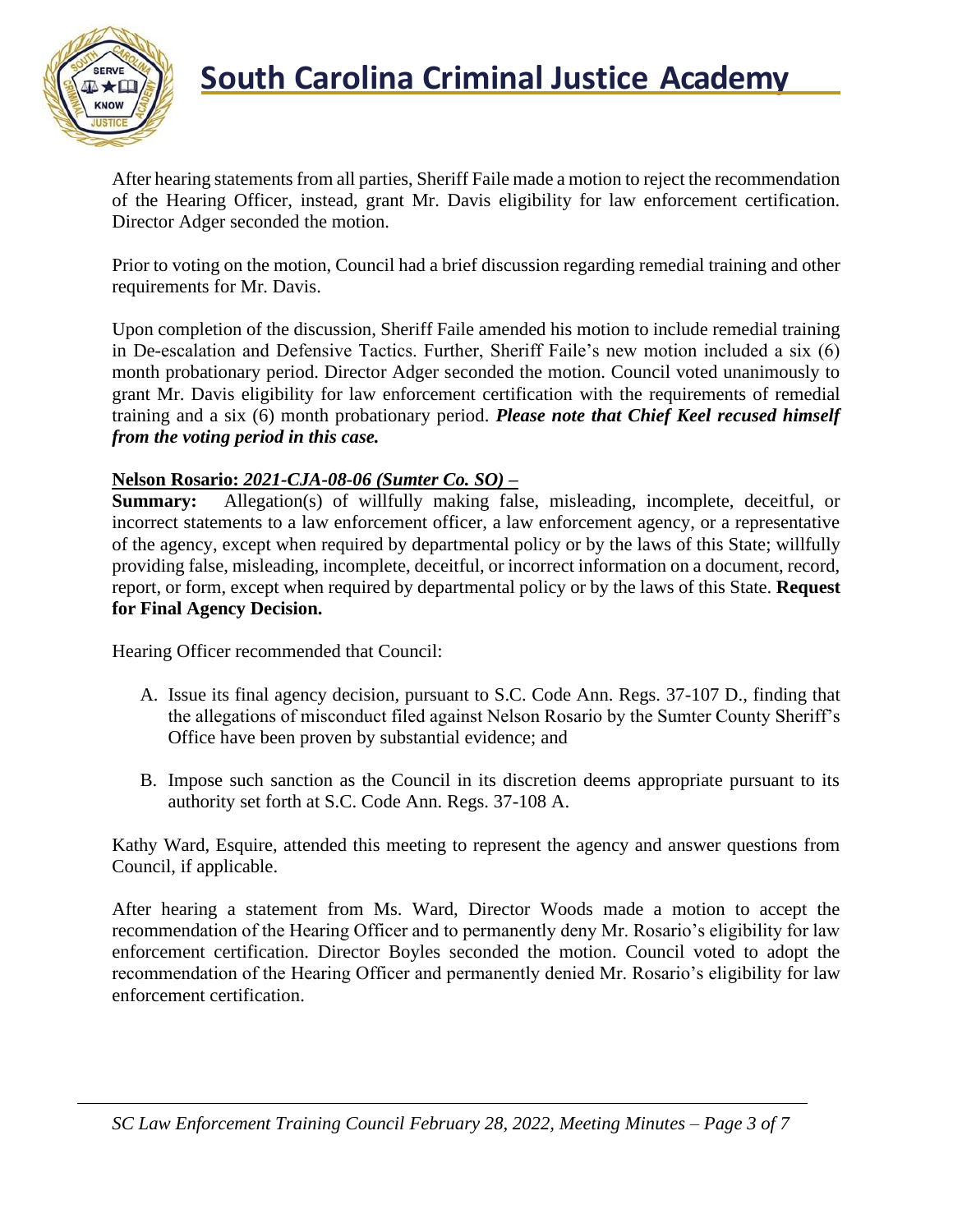After hearing statements from all parties, Sheriff Faile made a motion to reject the recommendation of the Hearing Officer, instead, grant Mr. Davis eligibility for law enforcement certification. Director Adger seconded the motion.

Prior to voting on the motion, Council had a brief discussion regarding remedial training and other requirements for Mr. Davis.

Upon completion of the discussion, Sheriff Faile amended his motion to include remedial training in De-escalation and Defensive Tactics. Further, Sheriff Faile's new motion included a six (6) month probationary period. Director Adger seconded the motion. Council voted unanimously to grant Mr. Davis eligibility for law enforcement certification with the requirements of remedial training and a six (6) month probationary period. ***Please note that Chief Keel recused himself from the voting period in this case.***

**Nelson Rosario: *2021-CJA-08-06 (Sumter Co. SO)* –**

**Summary:** Allegation(s) of willfully making false, misleading, incomplete, deceitful, or incorrect statements to a law enforcement officer, a law enforcement agency, or a representative of the agency, except when required by departmental policy or by the laws of this State; willfully providing false, misleading, incomplete, deceitful, or incorrect information on a document, record, report, or form, except when required by departmental policy or by the laws of this State. **Request for Final Agency Decision.**

Hearing Officer recommended that Council:

A. Issue its final agency decision, pursuant to S.C. Code Ann. Regs. 37-107 D., finding that the allegations of misconduct filed against Nelson Rosario by the Sumter County Sheriff's Office have been proven by substantial evidence; and

B. Impose such sanction as the Council in its discretion deems appropriate pursuant to its authority set forth at S.C. Code Ann. Regs. 37-108 A.

Kathy Ward, Esquire, attended this meeting to represent the agency and answer questions from Council, if applicable.

After hearing a statement from Ms. Ward, Director Woods made a motion to accept the recommendation of the Hearing Officer and to permanently deny Mr. Rosario's eligibility for law enforcement certification. Director Boyles seconded the motion. Council voted to adopt the recommendation of the Hearing Officer and permanently denied Mr. Rosario's eligibility for law enforcement certification.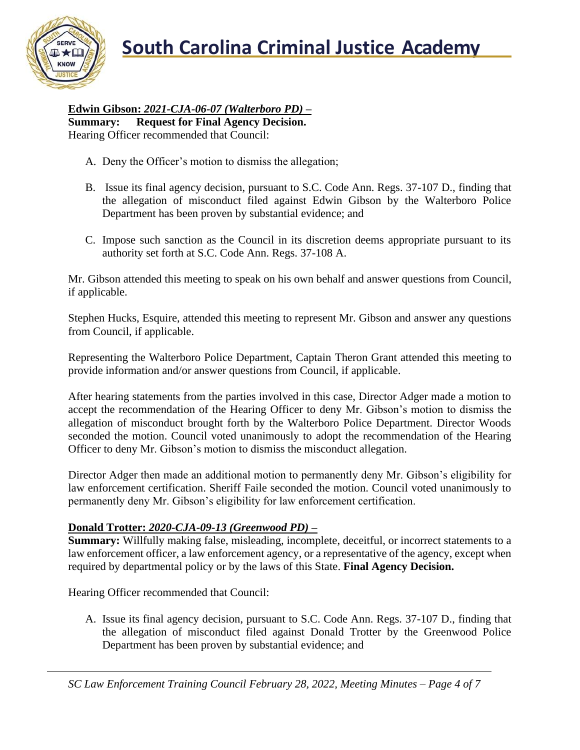**Edwin Gibson:** ***2021-CJA-06-07 (Walterboro PD) –***
**Summary: Request for Final Agency Decision.**
Hearing Officer recommended that Council:

A. Deny the Officer's motion to dismiss the allegation;

B. Issue its final agency decision, pursuant to S.C. Code Ann. Regs. 37-107 D., finding that the allegation of misconduct filed against Edwin Gibson by the Walterboro Police Department has been proven by substantial evidence; and

C. Impose such sanction as the Council in its discretion deems appropriate pursuant to its authority set forth at S.C. Code Ann. Regs. 37-108 A.

Mr. Gibson attended this meeting to speak on his own behalf and answer questions from Council, if applicable.

Stephen Hucks, Esquire, attended this meeting to represent Mr. Gibson and answer any questions from Council, if applicable.

Representing the Walterboro Police Department, Captain Theron Grant attended this meeting to provide information and/or answer questions from Council, if applicable.

After hearing statements from the parties involved in this case, Director Adger made a motion to accept the recommendation of the Hearing Officer to deny Mr. Gibson's motion to dismiss the allegation of misconduct brought forth by the Walterboro Police Department. Director Woods seconded the motion. Council voted unanimously to adopt the recommendation of the Hearing Officer to deny Mr. Gibson's motion to dismiss the misconduct allegation.

Director Adger then made an additional motion to permanently deny Mr. Gibson's eligibility for law enforcement certification. Sheriff Faile seconded the motion. Council voted unanimously to permanently deny Mr. Gibson's eligibility for law enforcement certification.

**Donald Trotter:** ***2020-CJA-09-13 (Greenwood PD) –***
**Summary:** Willfully making false, misleading, incomplete, deceitful, or incorrect statements to a law enforcement officer, a law enforcement agency, or a representative of the agency, except when required by departmental policy or by the laws of this State. **Final Agency Decision.**

Hearing Officer recommended that Council:

A. Issue its final agency decision, pursuant to S.C. Code Ann. Regs. 37-107 D., finding that the allegation of misconduct filed against Donald Trotter by the Greenwood Police Department has been proven by substantial evidence; and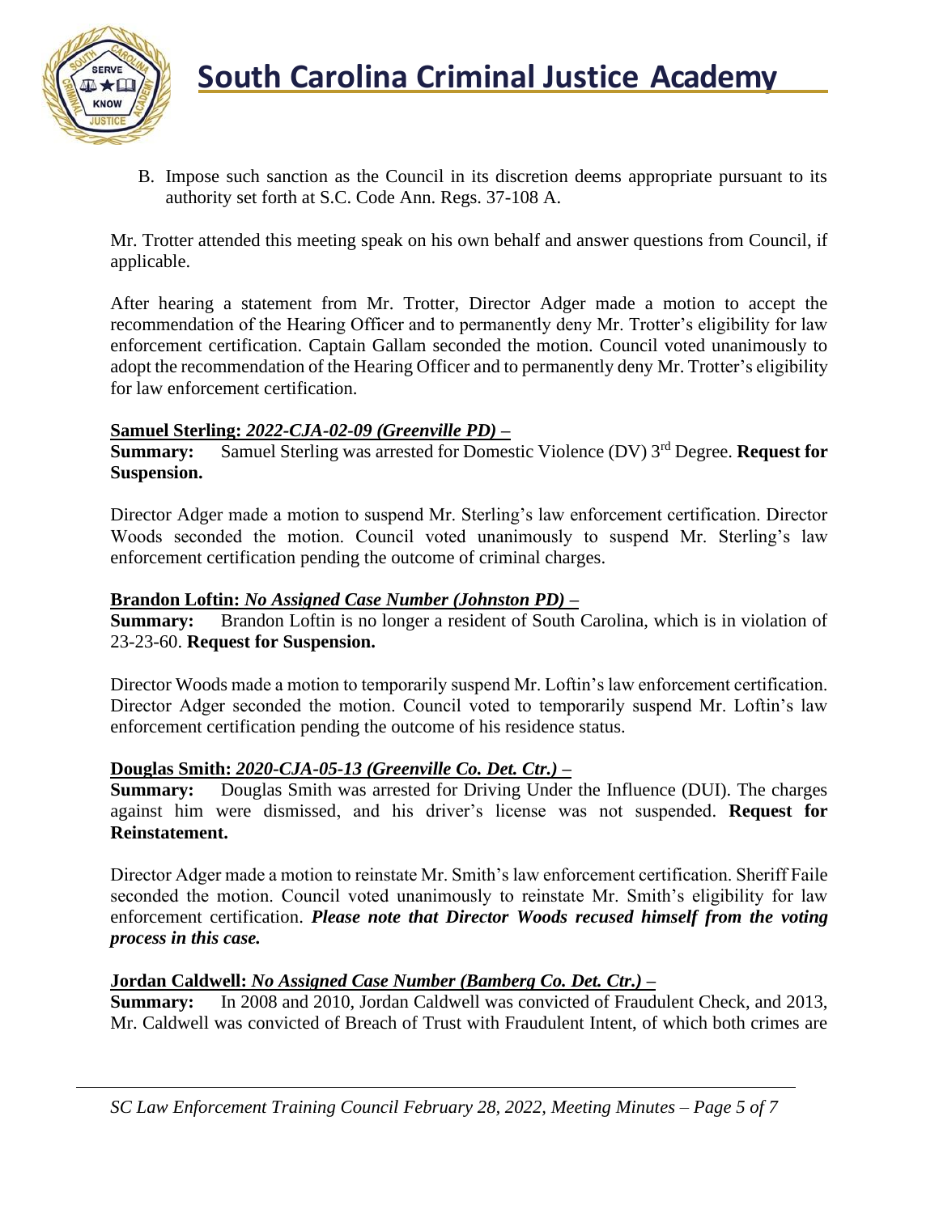B. Impose such sanction as the Council in its discretion deems appropriate pursuant to its authority set forth at S.C. Code Ann. Regs. 37-108 A.

Mr. Trotter attended this meeting speak on his own behalf and answer questions from Council, if applicable.

After hearing a statement from Mr. Trotter, Director Adger made a motion to accept the recommendation of the Hearing Officer and to permanently deny Mr. Trotter's eligibility for law enforcement certification. Captain Gallam seconded the motion. Council voted unanimously to adopt the recommendation of the Hearing Officer and to permanently deny Mr. Trotter's eligibility for law enforcement certification.

**Samuel Sterling:** ***2022-CJA-02-09 (Greenville PD) –***

**Summary:** Samuel Sterling was arrested for Domestic Violence (DV) 3rd Degree. **Request for Suspension.**

Director Adger made a motion to suspend Mr. Sterling's law enforcement certification. Director Woods seconded the motion. Council voted unanimously to suspend Mr. Sterling's law enforcement certification pending the outcome of criminal charges.

**Brandon Loftin:** ***No Assigned Case Number (Johnston PD) –***

**Summary:** Brandon Loftin is no longer a resident of South Carolina, which is in violation of 23-23-60. **Request for Suspension.**

Director Woods made a motion to temporarily suspend Mr. Loftin's law enforcement certification. Director Adger seconded the motion. Council voted to temporarily suspend Mr. Loftin's law enforcement certification pending the outcome of his residence status.

**Douglas Smith:** ***2020-CJA-05-13 (Greenville Co. Det. Ctr.) –***

**Summary:** Douglas Smith was arrested for Driving Under the Influence (DUI). The charges against him were dismissed, and his driver's license was not suspended. **Request for Reinstatement.**

Director Adger made a motion to reinstate Mr. Smith's law enforcement certification. Sheriff Faile seconded the motion. Council voted unanimously to reinstate Mr. Smith's eligibility for law enforcement certification. ***Please note that Director Woods recused himself from the voting process in this case.***

**Jordan Caldwell:** ***No Assigned Case Number (Bamberg Co. Det. Ctr.) –***

**Summary:** In 2008 and 2010, Jordan Caldwell was convicted of Fraudulent Check, and 2013, Mr. Caldwell was convicted of Breach of Trust with Fraudulent Intent, of which both crimes are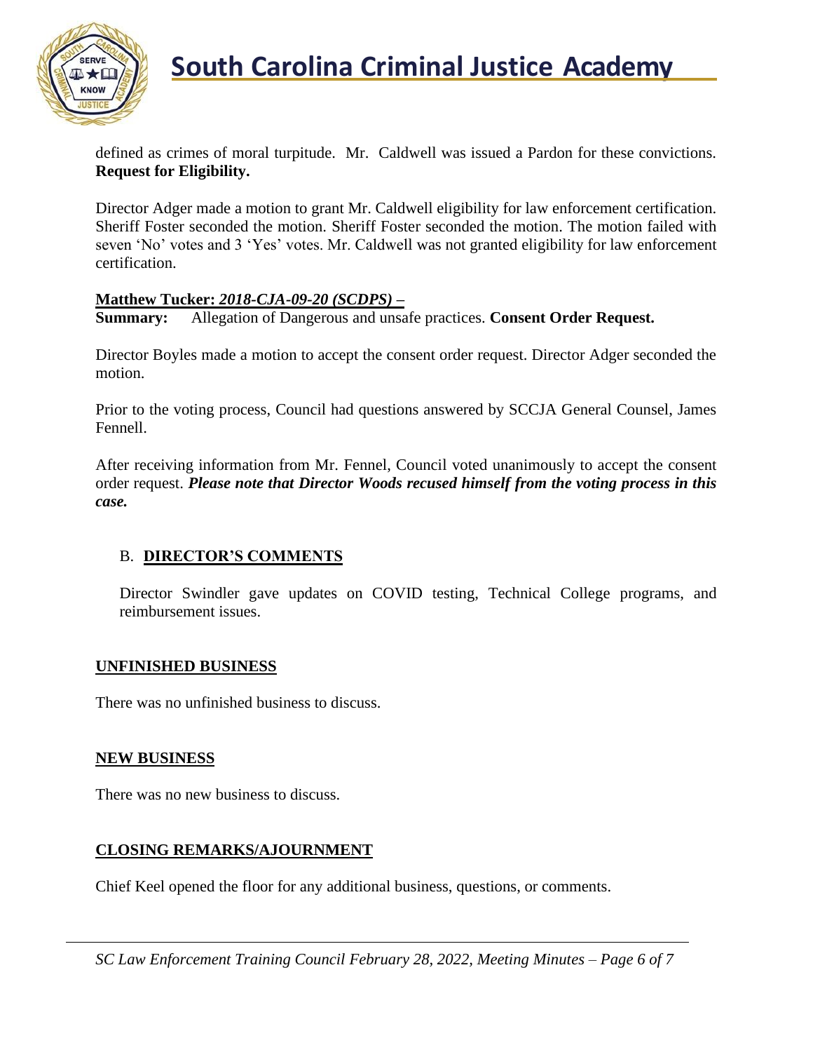defined as crimes of moral turpitude. Mr. Caldwell was issued a Pardon for these convictions. **Request for Eligibility.**

Director Adger made a motion to grant Mr. Caldwell eligibility for law enforcement certification. Sheriff Foster seconded the motion. Sheriff Foster seconded the motion. The motion failed with seven 'No' votes and 3 'Yes' votes. Mr. Caldwell was not granted eligibility for law enforcement certification.

**<u>Matthew Tucker: *2018-CJA-09-20 (SCDPS)* –</u>**
**Summary:** Allegation of Dangerous and unsafe practices. **Consent Order Request.**

Director Boyles made a motion to accept the consent order request. Director Adger seconded the motion.

Prior to the voting process, Council had questions answered by SCCJA General Counsel, James Fennell.

After receiving information from Mr. Fennel, Council voted unanimously to accept the consent order request. ***Please note that Director Woods recused himself from the voting process in this case.***

## B. <u>DIRECTOR'S COMMENTS</u>

Director Swindler gave updates on COVID testing, Technical College programs, and reimbursement issues.

## <u>UNFINISHED BUSINESS</u>

There was no unfinished business to discuss.

## <u>NEW BUSINESS</u>

There was no new business to discuss.

## <u>CLOSING REMARKS/AJOURNMENT</u>

Chief Keel opened the floor for any additional business, questions, or comments.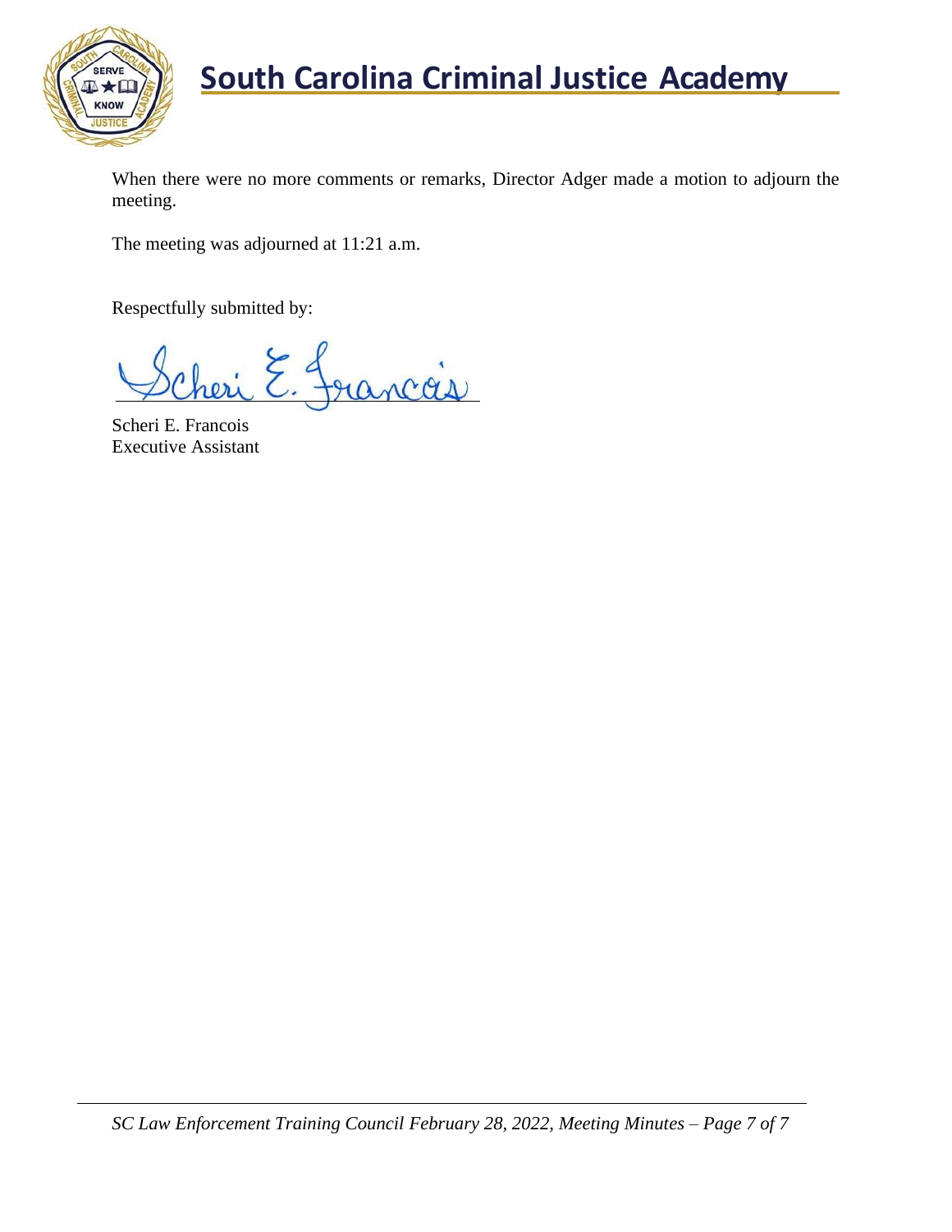When there were no more comments or remarks, Director Adger made a motion to adjourn the meeting.

The meeting was adjourned at 11:21 a.m.

Respectfully submitted by:

Scheri E. Francois
Executive Assistant